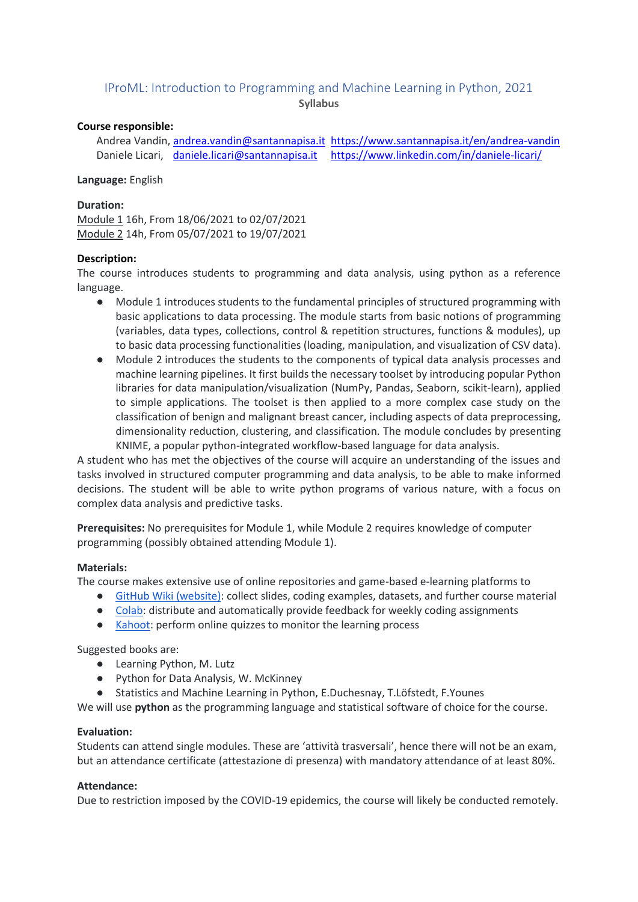# IProML: Introduction to Programming and Machine Learning in Python, 2021

**Syllabus**

**Course responsible:**

Andrea Vandin, [andrea.vandin@santannapisa.it](mailto:andrea.vandin@santannapisa.it) [https://www.santannapisa.it/en/andrea-vandin](https://www.santannapisa.it/en/andrea-vandin)
Daniele Licari, [daniele.licari@santannapisa.it](mailto:daniele.licari@santannapisa.it) [https://www.linkedin.com/in/daniele-licari/](https://www.linkedin.com/in/daniele-licari/)

**Language:** English

**Duration:**
Module 1 16h, From 18/06/2021 to 02/07/2021
Module 2 14h, From 05/07/2021 to 19/07/2021

**Description:**
The course introduces students to programming and data analysis, using python as a reference language.

- Module 1 introduces students to the fundamental principles of structured programming with basic applications to data processing. The module starts from basic notions of programming (variables, data types, collections, control & repetition structures, functions & modules), up to basic data processing functionalities (loading, manipulation, and visualization of CSV data).
- Module 2 introduces the students to the components of typical data analysis processes and machine learning pipelines. It first builds the necessary toolset by introducing popular Python libraries for data manipulation/visualization (NumPy, Pandas, Seaborn, scikit-learn), applied to simple applications. The toolset is then applied to a more complex case study on the classification of benign and malignant breast cancer, including aspects of data preprocessing, dimensionality reduction, clustering, and classification. The module concludes by presenting KNIME, a popular python-integrated workflow-based language for data analysis.

A student who has met the objectives of the course will acquire an understanding of the issues and tasks involved in structured computer programming and data analysis, to be able to make informed decisions. The student will be able to write python programs of various nature, with a focus on complex data analysis and predictive tasks.

**Prerequisites:** No prerequisites for Module 1, while Module 2 requires knowledge of computer programming (possibly obtained attending Module 1).

**Materials:**
The course makes extensive use of online repositories and game-based e-learning platforms to

- GitHub Wiki (website): collect slides, coding examples, datasets, and further course material
- Colab: distribute and automatically provide feedback for weekly coding assignments
- Kahoot: perform online quizzes to monitor the learning process

Suggested books are:

- Learning Python, M. Lutz
- Python for Data Analysis, W. McKinney
- Statistics and Machine Learning in Python, E.Duchesnay, T.Löfstedt, F.Younes

We will use **python** as the programming language and statistical software of choice for the course.

**Evaluation:**
Students can attend single modules. These are 'attività trasversali', hence there will not be an exam, but an attendance certificate (attestazione di presenza) with mandatory attendance of at least 80%.

**Attendance:**
Due to restriction imposed by the COVID-19 epidemics, the course will likely be conducted remotely.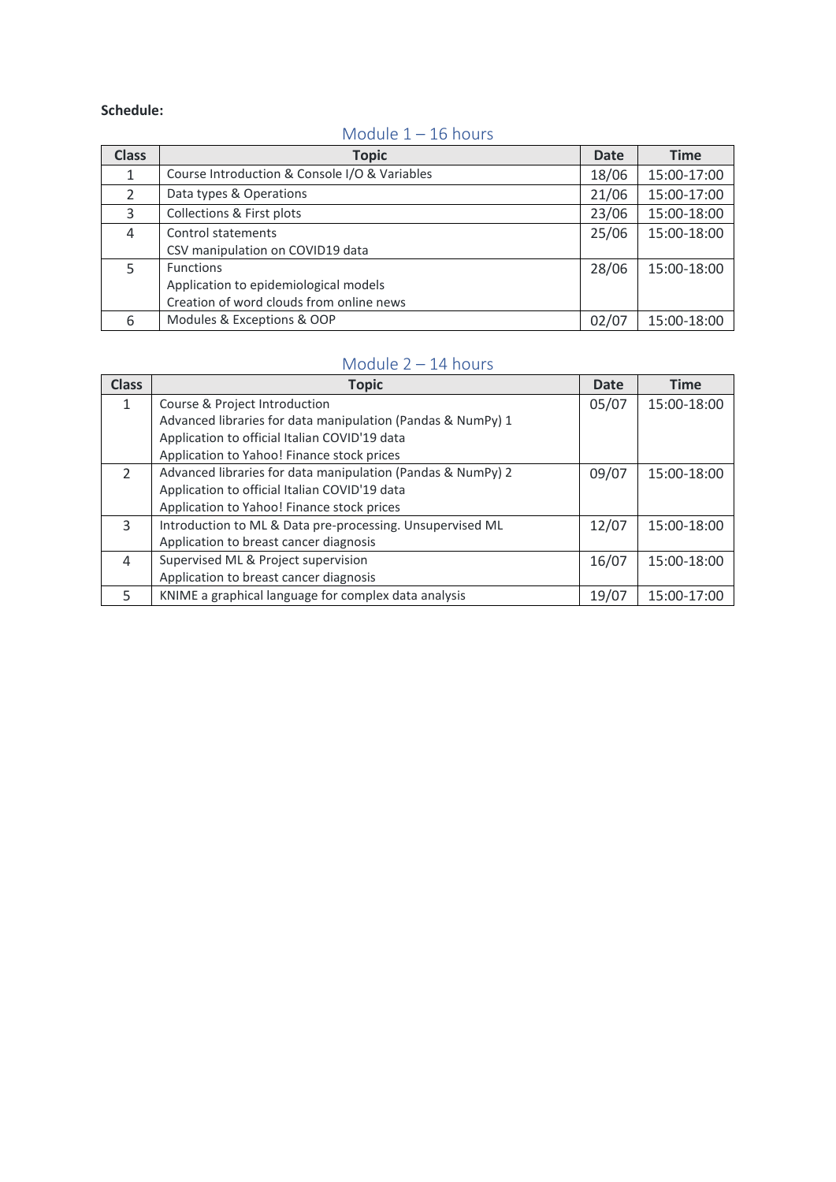**Schedule:**

## Module 1 – 16 hours

| Class | Topic | Date | Time |
|---|---|---|---|
| 1 | Course Introduction & Console I/O & Variables | 18/06 | 15:00-17:00 |
| 2 | Data types & Operations | 21/06 | 15:00-17:00 |
| 3 | Collections & First plots | 23/06 | 15:00-18:00 |
| 4 | Control statements<br>CSV manipulation on COVID19 data | 25/06 | 15:00-18:00 |
| 5 | Functions<br>Application to epidemiological models<br>Creation of word clouds from online news | 28/06 | 15:00-18:00 |
| 6 | Modules & Exceptions & OOP | 02/07 | 15:00-18:00 |

## Module 2 – 14 hours

| Class | Topic | Date | Time |
|---|---|---|---|
| 1 | Course & Project Introduction<br>Advanced libraries for data manipulation (Pandas & NumPy) 1<br>Application to official Italian COVID'19 data<br>Application to Yahoo! Finance stock prices | 05/07 | 15:00-18:00 |
| 2 | Advanced libraries for data manipulation (Pandas & NumPy) 2<br>Application to official Italian COVID'19 data<br>Application to Yahoo! Finance stock prices | 09/07 | 15:00-18:00 |
| 3 | Introduction to ML & Data pre-processing. Unsupervised ML<br>Application to breast cancer diagnosis | 12/07 | 15:00-18:00 |
| 4 | Supervised ML & Project supervision<br>Application to breast cancer diagnosis | 16/07 | 15:00-18:00 |
| 5 | KNIME a graphical language for complex data analysis | 19/07 | 15:00-17:00 |